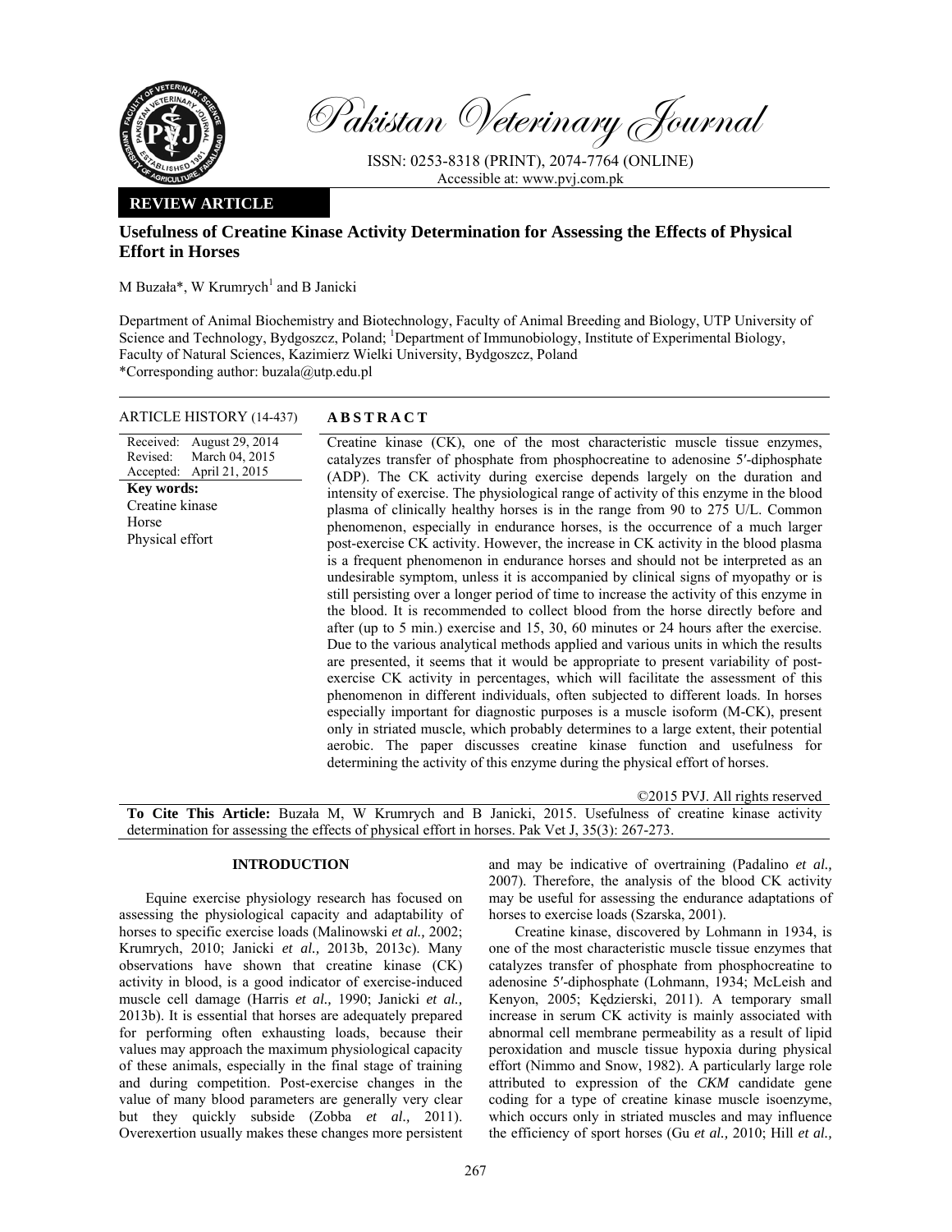Pakistan Veterinary Journal

ISSN: 0253-8318 (PRINT), 2074-7764 (ONLINE)
Accessible at: www.pvj.com.pk

**REVIEW ARTICLE**

# Usefulness of Creatine Kinase Activity Determination for Assessing the Effects of Physical Effort in Horses

M Buzała*, W Krumrych[1] and B Janicki

Department of Animal Biochemistry and Biotechnology, Faculty of Animal Breeding and Biology, UTP University of Science and Technology, Bydgoszcz, Poland; [1]Department of Immunobiology, Institute of Experimental Biology, Faculty of Natural Sciences, Kazimierz Wielki University, Bydgoszcz, Poland
*Corresponding author: buzala@utp.edu.pl

**ARTICLE HISTORY** (14-437)

Received: August 29, 2014
Revised: March 04, 2015
Accepted: April 21, 2015

**Key words:**
Creatine kinase
Horse
Physical effort

## ABSTRACT

Creatine kinase (CK), one of the most characteristic muscle tissue enzymes, catalyzes transfer of phosphate from phosphocreatine to adenosine 5′-diphosphate (ADP). The CK activity during exercise depends largely on the duration and intensity of exercise. The physiological range of activity of this enzyme in the blood plasma of clinically healthy horses is in the range from 90 to 275 U/L. Common phenomenon, especially in endurance horses, is the occurrence of a much larger post-exercise CK activity. However, the increase in CK activity in the blood plasma is a frequent phenomenon in endurance horses and should not be interpreted as an undesirable symptom, unless it is accompanied by clinical signs of myopathy or is still persisting over a longer period of time to increase the activity of this enzyme in the blood. It is recommended to collect blood from the horse directly before and after (up to 5 min.) exercise and 15, 30, 60 minutes or 24 hours after the exercise. Due to the various analytical methods applied and various units in which the results are presented, it seems that it would be appropriate to present variability of post-exercise CK activity in percentages, which will facilitate the assessment of this phenomenon in different individuals, often subjected to different loads. In horses especially important for diagnostic purposes is a muscle isoform (M-CK), present only in striated muscle, which probably determines to a large extent, their potential aerobic. The paper discusses creatine kinase function and usefulness for determining the activity of this enzyme during the physical effort of horses.

©2015 PVJ. All rights reserved

**To Cite This Article:** Buzała M, W Krumrych and B Janicki, 2015. Usefulness of creatine kinase activity determination for assessing the effects of physical effort in horses. Pak Vet J, 35(3): 267-273.

## INTRODUCTION

Equine exercise physiology research has focused on assessing the physiological capacity and adaptability of horses to specific exercise loads (Malinowski *et al.,* 2002; Krumrych, 2010; Janicki *et al.,* 2013b, 2013c). Many observations have shown that creatine kinase (CK) activity in blood, is a good indicator of exercise-induced muscle cell damage (Harris *et al.,* 1990; Janicki *et al.,* 2013b). It is essential that horses are adequately prepared for performing often exhausting loads, because their values may approach the maximum physiological capacity of these animals, especially in the final stage of training and during competition. Post-exercise changes in the value of many blood parameters are generally very clear but they quickly subside (Zobba *et al.,* 2011). Overexertion usually makes these changes more persistent and may be indicative of overtraining (Padalino *et al.,* 2007). Therefore, the analysis of the blood CK activity may be useful for assessing the endurance adaptations of horses to exercise loads (Szarska, 2001).

Creatine kinase, discovered by Lohmann in 1934, is one of the most characteristic muscle tissue enzymes that catalyzes transfer of phosphate from phosphocreatine to adenosine 5′-diphosphate (Lohmann, 1934; McLeish and Kenyon, 2005; Kędzierski, 2011). A temporary small increase in serum CK activity is mainly associated with abnormal cell membrane permeability as a result of lipid peroxidation and muscle tissue hypoxia during physical effort (Nimmo and Snow, 1982). A particularly large role attributed to expression of the *CKM* candidate gene coding for a type of creatine kinase muscle isoenzyme, which occurs only in striated muscles and may influence the efficiency of sport horses (Gu *et al.,* 2010; Hill *et al.,*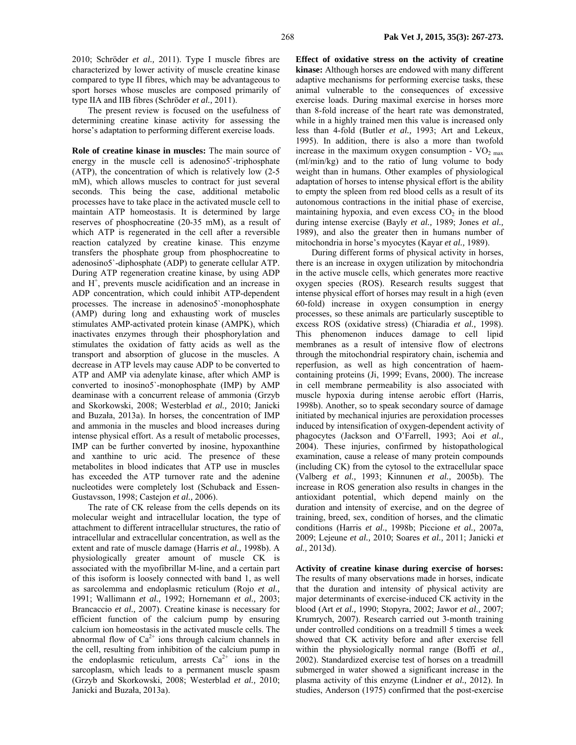2010; Schröder *et al.,* 2011). Type I muscle fibres are characterized by lower activity of muscle creatine kinase compared to type II fibres, which may be advantageous to sport horses whose muscles are composed primarily of type IIA and IIB fibres (Schröder *et al.,* 2011).

The present review is focused on the usefulness of determining creatine kinase activity for assessing the horse's adaptation to performing different exercise loads.

**Role of creatine kinase in muscles:** The main source of energy in the muscle cell is adenosino5`-triphosphate (ATP), the concentration of which is relatively low (2-5 mM), which allows muscles to contract for just several seconds. This being the case, additional metabolic processes have to take place in the activated muscle cell to maintain ATP homeostasis. It is determined by large reserves of phosphocreatine (20-35 mM), as a result of which ATP is regenerated in the cell after a reversible reaction catalyzed by creatine kinase. This enzyme transfers the phosphate group from phosphocreatine to adenosino5`-diphosphate (ADP) to generate cellular ATP. During ATP regeneration creatine kinase, by using ADP and $H^+$, prevents muscle acidification and an increase in ADP concentration, which could inhibit ATP-dependent processes. The increase in adenosino5`-monophosphate (AMP) during long and exhausting work of muscles stimulates AMP-activated protein kinase (AMPK), which inactivates enzymes through their phosphorylation and stimulates the oxidation of fatty acids as well as the transport and absorption of glucose in the muscles. A decrease in ATP levels may cause ADP to be converted to ATP and AMP via adenylate kinase, after which AMP is converted to inosino5`-monophosphate (IMP) by AMP deaminase with a concurrent release of ammonia (Grzyb and Skorkowski, 2008; Westerblad *et al.,* 2010; Janicki and Buzała, 2013a). In horses, the concentration of IMP and ammonia in the muscles and blood increases during intense physical effort. As a result of metabolic processes, IMP can be further converted by inosine, hypoxanthine and xanthine to uric acid. The presence of these metabolites in blood indicates that ATP use in muscles has exceeded the ATP turnover rate and the adenine nucleotides were completely lost (Schuback and Essen-Gustavsson, 1998; Castejon *et al.,* 2006).

The rate of CK release from the cells depends on its molecular weight and intracellular location, the type of attachment to different intracellular structures, the ratio of intracellular and extracellular concentration, as well as the extent and rate of muscle damage (Harris *et al.,* 1998b). A physiologically greater amount of muscle CK is associated with the myofibrillar M-line, and a certain part of this isoform is loosely connected with band 1, as well as sarcolemma and endoplasmic reticulum (Rojo *et al.,* 1991; Wallimann *et al.,* 1992; Hornemann *et al.,* 2003; Brancaccio *et al.,* 2007). Creatine kinase is necessary for efficient function of the calcium pump by ensuring calcium ion homeostasis in the activated muscle cells. The abnormal flow of $Ca^{2+}$ ions through calcium channels in the cell, resulting from inhibition of the calcium pump in the endoplasmic reticulum, arrests $Ca^{2+}$ ions in the sarcoplasm, which leads to a permanent muscle spasm (Grzyb and Skorkowski, 2008; Westerblad *et al.,* 2010; Janicki and Buzała, 2013a).

**Effect of oxidative stress on the activity of creatine kinase:** Although horses are endowed with many different adaptive mechanisms for performing exercise tasks, these animal vulnerable to the consequences of excessive exercise loads. During maximal exercise in horses more than 8-fold increase of the heart rate was demonstrated, while in a highly trained men this value is increased only less than 4-fold (Butler *et al.,* 1993; Art and Lekeux, 1995). In addition, there is also a more than twofold increase in the maximum oxygen consumption - $VO_{2\ max}$ (ml/min/kg) and to the ratio of lung volume to body weight than in humans. Other examples of physiological adaptation of horses to intense physical effort is the ability to empty the spleen from red blood cells as a result of its autonomous contractions in the initial phase of exercise, maintaining hypoxia, and even excess $CO_2$ in the blood during intense exercise (Bayly *et al.,* 1989; Jones *et al.,* 1989), and also the greater then in humans number of mitochondria in horse's myocytes (Kayar *et al.,* 1989).

During different forms of physical activity in horses, there is an increase in oxygen utilization by mitochondria in the active muscle cells, which generates more reactive oxygen species (ROS). Research results suggest that intense physical effort of horses may result in a high (even 60-fold) increase in oxygen consumption in energy processes, so these animals are particularly susceptible to excess ROS (oxidative stress) (Chiaradia *et al.,* 1998). This phenomenon induces damage to cell lipid membranes as a result of intensive flow of electrons through the mitochondrial respiratory chain, ischemia and reperfusion, as well as high concentration of haem-containing proteins (Ji, 1999; Evans, 2000). The increase in cell membrane permeability is also associated with muscle hypoxia during intense aerobic effort (Harris, 1998b). Another, so to speak secondary source of damage initiated by mechanical injuries are peroxidation processes induced by intensification of oxygen-dependent activity of phagocytes (Jackson and O'Farrell, 1993; Aoi *et al.,* 2004). These injuries, confirmed by histopathological examination, cause a release of many protein compounds (including CK) from the cytosol to the extracellular space (Valberg *et al.,* 1993; Kinnunen *et al.,* 2005b). The increase in ROS generation also results in changes in the antioxidant potential, which depend mainly on the duration and intensity of exercise, and on the degree of training, breed, sex, condition of horses, and the climatic conditions (Harris *et al.,* 1998b; Piccione *et al.,* 2007a, 2009; Lejeune *et al.,* 2010; Soares *et al.,* 2011; Janicki *et al.,* 2013d).

**Activity of creatine kinase during exercise of horses:** The results of many observations made in horses, indicate that the duration and intensity of physical activity are major determinants of exercise-induced CK activity in the blood (Art *et al.,* 1990; Stopyra, 2002; Jawor *et al.,* 2007; Krumrych, 2007). Research carried out 3-month training under controlled conditions on a treadmill 5 times a week showed that CK activity before and after exercise fell within the physiologically normal range (Boffi *et al.,* 2002). Standardized exercise test of horses on a treadmill submerged in water showed a significant increase in the plasma activity of this enzyme (Lindner *et al.,* 2012). In studies, Anderson (1975) confirmed that the post-exercise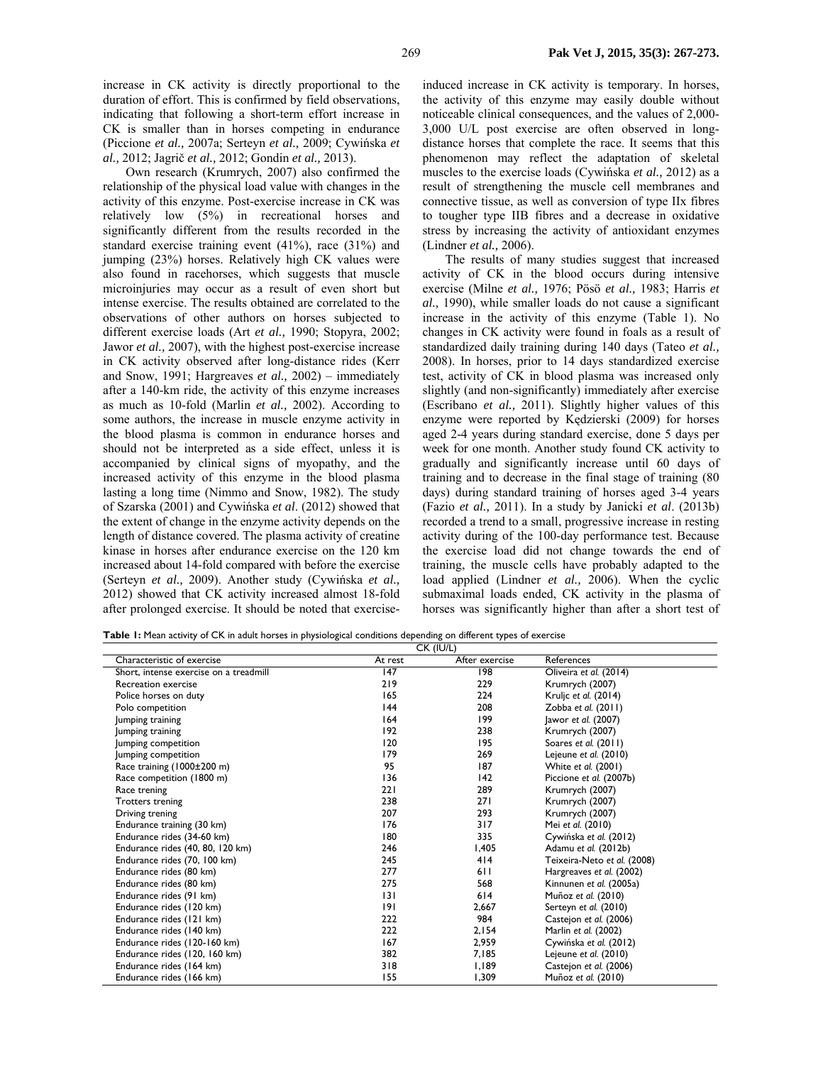increase in CK activity is directly proportional to the duration of effort. This is confirmed by field observations, indicating that following a short-term effort increase in CK is smaller than in horses competing in endurance (Piccione *et al.,* 2007a; Serteyn *et al.,* 2009; Cywińska *et al.,* 2012; Jagrič *et al.,* 2012; Gondin *et al.,* 2013).

Own research (Krumrych, 2007) also confirmed the relationship of the physical load value with changes in the activity of this enzyme. Post-exercise increase in CK was relatively low (5%) in recreational horses and significantly different from the results recorded in the standard exercise training event (41%), race (31%) and jumping (23%) horses. Relatively high CK values were also found in racehorses, which suggests that muscle microinjuries may occur as a result of even short but intense exercise. The results obtained are correlated to the observations of other authors on horses subjected to different exercise loads (Art *et al.,* 1990; Stopyra, 2002; Jawor *et al.,* 2007), with the highest post-exercise increase in CK activity observed after long-distance rides (Kerr and Snow, 1991; Hargreaves *et al.,* 2002) – immediately after a 140-km ride, the activity of this enzyme increases as much as 10-fold (Marlin *et al.,* 2002). According to some authors, the increase in muscle enzyme activity in the blood plasma is common in endurance horses and should not be interpreted as a side effect, unless it is accompanied by clinical signs of myopathy, and the increased activity of this enzyme in the blood plasma lasting a long time (Nimmo and Snow, 1982). The study of Szarska (2001) and Cywińska *et al*. (2012) showed that the extent of change in the enzyme activity depends on the length of distance covered. The plasma activity of creatine kinase in horses after endurance exercise on the 120 km increased about 14-fold compared with before the exercise (Serteyn *et al.,* 2009). Another study (Cywińska *et al.,* 2012) showed that CK activity increased almost 18-fold after prolonged exercise. It should be noted that exercise-induced increase in CK activity is temporary. In horses, the activity of this enzyme may easily double without noticeable clinical consequences, and the values of 2,000-3,000 U/L post exercise are often observed in long-distance horses that complete the race. It seems that this phenomenon may reflect the adaptation of skeletal muscles to the exercise loads (Cywińska *et al.,* 2012) as a result of strengthening the muscle cell membranes and connective tissue, as well as conversion of type IIx fibres to tougher type IIB fibres and a decrease in oxidative stress by increasing the activity of antioxidant enzymes (Lindner *et al.,* 2006).

The results of many studies suggest that increased activity of CK in the blood occurs during intensive exercise (Milne *et al.,* 1976; Pösö *et al.,* 1983; Harris *et al.,* 1990), while smaller loads do not cause a significant increase in the activity of this enzyme (Table 1). No changes in CK activity were found in foals as a result of standardized daily training during 140 days (Tateo *et al.,* 2008). In horses, prior to 14 days standardized exercise test, activity of CK in blood plasma was increased only slightly (and non-significantly) immediately after exercise (Escribano *et al.,* 2011). Slightly higher values of this enzyme were reported by Kędzierski (2009) for horses aged 2-4 years during standard exercise, done 5 days per week for one month. Another study found CK activity to gradually and significantly increase until 60 days of training and to decrease in the final stage of training (80 days) during standard training of horses aged 3-4 years (Fazio *et al.,* 2011). In a study by Janicki *et al*. (2013b) recorded a trend to a small, progressive increase in resting activity during of the 100-day performance test. Because the exercise load did not change towards the end of training, the muscle cells have probably adapted to the load applied (Lindner *et al.,* 2006). When the cyclic submaximal loads ended, CK activity in the plasma of horses was significantly higher than after a short test of

**Table 1:** Mean activity of CK in adult horses in physiological conditions depending on different types of exercise

| | CK (IU/L) | | |
|---|---|---|---|
| Characteristic of exercise | At rest | After exercise | References |
| Short, intense exercise on a treadmill | 147 | 198 | Oliveira *et al.* (2014) |
| Recreation exercise | 219 | 229 | Krumrych (2007) |
| Police horses on duty | 165 | 224 | Kruljc *et al.* (2014) |
| Polo competition | 144 | 208 | Zobba *et al.* (2011) |
| Jumping training | 164 | 199 | Jawor *et al.* (2007) |
| Jumping training | 192 | 238 | Krumrych (2007) |
| Jumping competition | 120 | 195 | Soares *et al.* (2011) |
| Jumping competition | 179 | 269 | Lejeune *et al.* (2010) |
| Race training (1000±200 m) | 95 | 187 | White *et al.* (2001) |
| Race competition (1800 m) | 136 | 142 | Piccione *et al.* (2007b) |
| Race trening | 221 | 289 | Krumrych (2007) |
| Trotters trening | 238 | 271 | Krumrych (2007) |
| Driving trening | 207 | 293 | Krumrych (2007) |
| Endurance training (30 km) | 176 | 317 | Mei *et al.* (2010) |
| Endurance rides (34-60 km) | 180 | 335 | Cywińska *et al.* (2012) |
| Endurance rides (40, 80, 120 km) | 246 | 1,405 | Adamu *et al.* (2012b) |
| Endurance rides (70, 100 km) | 245 | 414 | Teixeira-Neto *et al.* (2008) |
| Endurance rides (80 km) | 277 | 611 | Hargreaves *et al.* (2002) |
| Endurance rides (80 km) | 275 | 568 | Kinnunen *et al.* (2005a) |
| Endurance rides (91 km) | 131 | 614 | Muñoz *et al.* (2010) |
| Endurance rides (120 km) | 191 | 2,667 | Serteyn *et al.* (2010) |
| Endurance rides (121 km) | 222 | 984 | Castejon *et al.* (2006) |
| Endurance rides (140 km) | 222 | 2,154 | Marlin *et al.* (2002) |
| Endurance rides (120-160 km) | 167 | 2,959 | Cywińska *et al.* (2012) |
| Endurance rides (120, 160 km) | 382 | 7,185 | Lejeune *et al.* (2010) |
| Endurance rides (164 km) | 318 | 1,189 | Castejon *et al.* (2006) |
| Endurance rides (166 km) | 155 | 1,309 | Muñoz *et al.* (2010) |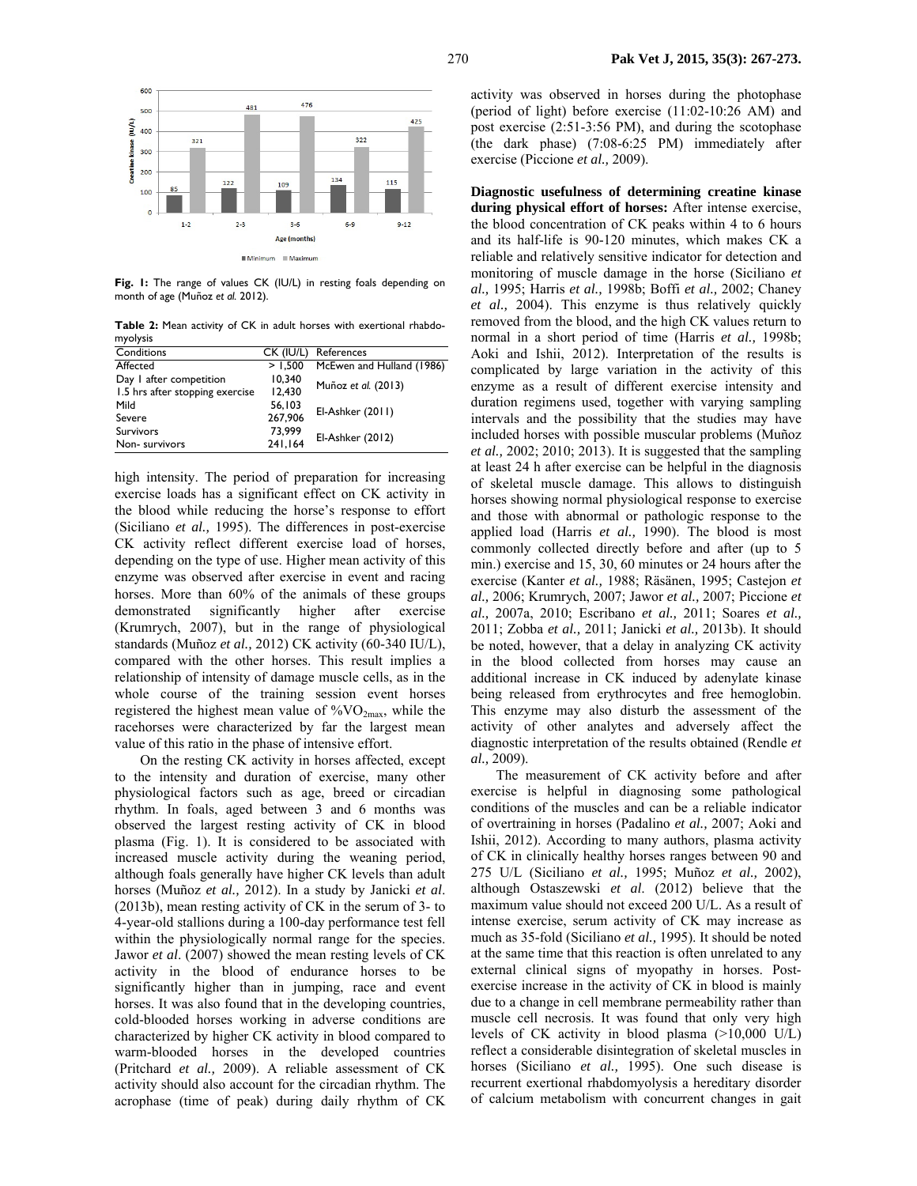600
500
400
300
200
100
0
Creatine kinase (IU/L)
85
321
122
481
109
476
134
322
115
425
1-2
2-3
3-6
6-9
9-12
Age (months)
Minimum
Maximum

**Fig. 1:** The range of values CK (IU/L) in resting foals depending on month of age (Muñoz *et al.* 2012).

**Table 2:** Mean activity of CK in adult horses with exertional rhabdomyolysis

| Conditions | CK (IU/L) | References |
|---|---|---|
| Affected | > 1,500 | McEwen and Hulland (1986) |
| Day 1 after competition | 10,340 | Muñoz *et al.* (2013) |
| 1.5 hrs after stopping exercise | 12,430 | |
| Mild | 56,103 | El-Ashker (2011) |
| Severe | 267,906 | |
| Survivors | 73,999 | El-Ashker (2012) |
| Non- survivors | 241,164 | |

high intensity. The period of preparation for increasing exercise loads has a significant effect on CK activity in the blood while reducing the horse's response to effort (Siciliano *et al.,* 1995). The differences in post-exercise CK activity reflect different exercise load of horses, depending on the type of use. Higher mean activity of this enzyme was observed after exercise in event and racing horses. More than 60% of the animals of these groups demonstrated significantly higher after exercise (Krumrych, 2007), but in the range of physiological standards (Muñoz *et al.,* 2012) CK activity (60-340 IU/L), compared with the other horses. This result implies a relationship of intensity of damage muscle cells, as in the whole course of the training session event horses registered the highest mean value of $\%VO_{2max}$, while the racehorses were characterized by far the largest mean value of this ratio in the phase of intensive effort.

On the resting CK activity in horses affected, except to the intensity and duration of exercise, many other physiological factors such as age, breed or circadian rhythm. In foals, aged between 3 and 6 months was observed the largest resting activity of CK in blood plasma (Fig. 1). It is considered to be associated with increased muscle activity during the weaning period, although foals generally have higher CK levels than adult horses (Muñoz *et al.,* 2012). In a study by Janicki *et al.* (2013b), mean resting activity of CK in the serum of 3- to 4-year-old stallions during a 100-day performance test fell within the physiologically normal range for the species. Jawor *et al.* (2007) showed the mean resting levels of CK activity in the blood of endurance horses to be significantly higher than in jumping, race and event horses. It was also found that in the developing countries, cold-blooded horses working in adverse conditions are characterized by higher CK activity in blood compared to warm-blooded horses in the developed countries (Pritchard *et al.,* 2009). A reliable assessment of CK activity should also account for the circadian rhythm. The acrophase (time of peak) during daily rhythm of CK activity was observed in horses during the photophase (period of light) before exercise (11:02-10:26 AM) and post exercise (2:51-3:56 PM), and during the scotophase (the dark phase) (7:08-6:25 PM) immediately after exercise (Piccione *et al.,* 2009).

**Diagnostic usefulness of determining creatine kinase during physical effort of horses:** After intense exercise, the blood concentration of CK peaks within 4 to 6 hours and its half-life is 90-120 minutes, which makes CK a reliable and relatively sensitive indicator for detection and monitoring of muscle damage in the horse (Siciliano *et al.,* 1995; Harris *et al.,* 1998b; Boffi *et al.,* 2002; Chaney *et al.,* 2004). This enzyme is thus relatively quickly removed from the blood, and the high CK values return to normal in a short period of time (Harris *et al.,* 1998b; Aoki and Ishii, 2012). Interpretation of the results is complicated by large variation in the activity of this enzyme as a result of different exercise intensity and duration regimens used, together with varying sampling intervals and the possibility that the studies may have included horses with possible muscular problems (Muñoz *et al.,* 2002; 2010; 2013). It is suggested that the sampling at least 24 h after exercise can be helpful in the diagnosis of skeletal muscle damage. This allows to distinguish horses showing normal physiological response to exercise and those with abnormal or pathologic response to the applied load (Harris *et al.,* 1990). The blood is most commonly collected directly before and after (up to 5 min.) exercise and 15, 30, 60 minutes or 24 hours after the exercise (Kanter *et al.,* 1988; Räsänen, 1995; Castejon *et al.,* 2006; Krumrych, 2007; Jawor *et al.,* 2007; Piccione *et al.,* 2007a, 2010; Escribano *et al.,* 2011; Soares *et al.,* 2011; Zobba *et al.,* 2011; Janicki *et al.,* 2013b). It should be noted, however, that a delay in analyzing CK activity in the blood collected from horses may cause an additional increase in CK induced by adenylate kinase being released from erythrocytes and free hemoglobin. This enzyme may also disturb the assessment of the activity of other analytes and adversely affect the diagnostic interpretation of the results obtained (Rendle *et al.,* 2009).

The measurement of CK activity before and after exercise is helpful in diagnosing some pathological conditions of the muscles and can be a reliable indicator of overtraining in horses (Padalino *et al.,* 2007; Aoki and Ishii, 2012). According to many authors, plasma activity of CK in clinically healthy horses ranges between 90 and 275 U/L (Siciliano *et al.,* 1995; Muñoz *et al.,* 2002), although Ostaszewski *et al.* (2012) believe that the maximum value should not exceed 200 U/L. As a result of intense exercise, serum activity of CK may increase as much as 35-fold (Siciliano *et al.,* 1995). It should be noted at the same time that this reaction is often unrelated to any external clinical signs of myopathy in horses. Post-exercise increase in the activity of CK in blood is mainly due to a change in cell membrane permeability rather than muscle cell necrosis. It was found that only very high levels of CK activity in blood plasma (>10,000 U/L) reflect a considerable disintegration of skeletal muscles in horses (Siciliano *et al.,* 1995). One such disease is recurrent exertional rhabdomyolysis a hereditary disorder of calcium metabolism with concurrent changes in gait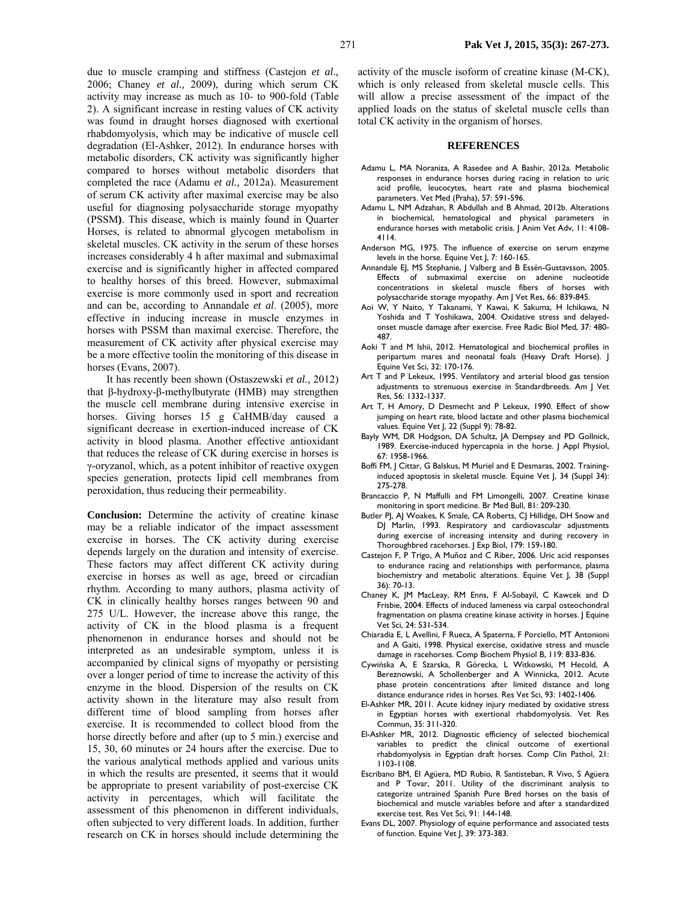due to muscle cramping and stiffness (Castejon *et al.,* 2006; Chaney *et al.,* 2009), during which serum CK activity may increase as much as 10- to 900-fold (Table 2). A significant increase in resting values of CK activity was found in draught horses diagnosed with exertional rhabdomyolysis, which may be indicative of muscle cell degradation (El-Ashker, 2012). In endurance horses with metabolic disorders, CK activity was significantly higher compared to horses without metabolic disorders that completed the race (Adamu *et al.,* 2012a). Measurement of serum CK activity after maximal exercise may be also useful for diagnosing polysaccharide storage myopathy (PSSM**)**. This disease, which is mainly found in Quarter Horses, is related to abnormal glycogen metabolism in skeletal muscles. CK activity in the serum of these horses increases considerably 4 h after maximal and submaximal exercise and is significantly higher in affected compared to healthy horses of this breed. However, submaximal exercise is more commonly used in sport and recreation and can be, according to Annandale *et al*. (2005), more effective in inducing increase in muscle enzymes in horses with PSSM than maximal exercise. Therefore, the measurement of CK activity after physical exercise may be a more effective toolin the monitoring of this disease in horses (Evans, 2007).

It has recently been shown (Ostaszewski *et al.,* 2012) that β-hydroxy-β-methylbutyrate (HMB) may strengthen the muscle cell membrane during intensive exercise in horses. Giving horses 15 g CaHMB/day caused a significant decrease in exertion-induced increase of CK activity in blood plasma. Another effective antioxidant that reduces the release of CK during exercise in horses is γ-oryzanol, which, as a potent inhibitor of reactive oxygen species generation, protects lipid cell membranes from peroxidation, thus reducing their permeability.

**Conclusion:** Determine the activity of creatine kinase may be a reliable indicator of the impact assessment exercise in horses. The CK activity during exercise depends largely on the duration and intensity of exercise. These factors may affect different CK activity during exercise in horses as well as age, breed or circadian rhythm. According to many authors, plasma activity of CK in clinically healthy horses ranges between 90 and 275 U/L. However, the increase above this range, the activity of CK in the blood plasma is a frequent phenomenon in endurance horses and should not be interpreted as an undesirable symptom, unless it is accompanied by clinical signs of myopathy or persisting over a longer period of time to increase the activity of this enzyme in the blood. Dispersion of the results on CK activity shown in the literature may also result from different time of blood sampling from horses after exercise. It is recommended to collect blood from the horse directly before and after (up to 5 min.) exercise and 15, 30, 60 minutes or 24 hours after the exercise. Due to the various analytical methods applied and various units in which the results are presented, it seems that it would be appropriate to present variability of post-exercise CK activity in percentages, which will facilitate the assessment of this phenomenon in different individuals, often subjected to very different loads. In addition, further research on CK in horses should include determining the activity of the muscle isoform of creatine kinase (M-CK), which is only released from skeletal muscle cells. This will allow a precise assessment of the impact of the applied loads on the status of skeletal muscle cells than total CK activity in the organism of horses.

## REFERENCES

Adamu L, MA Noraniza, A Rasedee and A Bashir, 2012a. Metabolic responses in endurance horses during racing in relation to uric acid profile, leucocytes, heart rate and plasma biochemical parameters. Vet Med (Praha), 57: 591-596.

Adamu L, NM Adzahan, R Abdullah and B Ahmad, 2012b. Alterations in biochemical, hematological and physical parameters in endurance horses with metabolic crisis. J Anim Vet Adv, 11: 4108-4114.

Anderson MG, 1975. The influence of exercise on serum enzyme levels in the horse. Equine Vet J, 7: 160-165.

Annandale EJ, MS Stephanie, J Valberg and B Essén-Gustavsson, 2005. Effects of submaximal exercise on adenine nucleotide concentrations in skeletal muscle fibers of horses with polysaccharide storage myopathy. Am J Vet Res, 66: 839-845.

Aoi W, Y Naito, Y Takanami, Y Kawai, K Sakuma, H Ichikawa, N Yoshida and T Yoshikawa, 2004. Oxidative stress and delayed-onset muscle damage after exercise. Free Radic Biol Med, 37: 480-487.

Aoki T and M Ishii, 2012. Hematological and biochemical profiles in peripartum mares and neonatal foals (Heavy Draft Horse). J Equine Vet Sci, 32: 170-176.

Art T and P Lekeux, 1995. Ventilatory and arterial blood gas tension adjustments to strenuous exercise in Standardbreeds. Am J Vet Res, 56: 1332-1337.

Art T, H Amory, D Desmecht and P Lekeux, 1990. Effect of show jumping on heart rate, blood lactate and other plasma biochemical values. Equine Vet J, 22 (Suppl 9): 78-82.

Bayly WM, DR Hodgson, DA Schultz, JA Dempsey and PD Gollnick, 1989. Exercise-induced hypercapnia in the horse. J Appl Physiol, 67: 1958-1966.

Boffi FM, J Cittar, G Balskus, M Muriel and E Desmaras, 2002. Training-induced apoptosis in skeletal muscle. Equine Vet J, 34 (Suppl 34): 275-278.

Brancaccio P, N Maffulli and FM Limongelli, 2007. Creatine kinase monitoring in sport medicine. Br Med Bull, 81: 209-230.

Butler PJ, AJ Woakes, K Smale, CA Roberts, CJ Hillidge, DH Snow and DJ Marlin, 1993. Respiratory and cardiovascular adjustments during exercise of increasing intensity and during recovery in Thoroughbred racehorses. J Exp Biol, 179: 159-180.

Castejon F, P Trigo, A Muñoz and C Riber, 2006. Uric acid responses to endurance racing and relationships with performance, plasma biochemistry and metabolic alterations. Equine Vet J, 38 (Suppl 36): 70-13.

Chaney K, JM MacLeay, RM Enns, F Al-Sobayil, C Kawcek and D Frisbie, 2004. Effects of induced lameness via carpal osteochondral fragmentation on plasma creatine kinase activity in horses. J Equine Vet Sci, 24: 531-534.

Chiaradia E, L Avellini, F Rueca, A Spaterna, F Porciello, MT Antonioni and A Gaiti, 1998. Physical exercise, oxidative stress and muscle damage in racehorses. Comp Biochem Physiol B, 119: 833-836.

Cywińska A, E Szarska, R Górecka, L Witkowski, M Hecold, A Bereznowski, A Schollenberger and A Winnicka, 2012. Acute phase protein concentrations after limited distance and long distance endurance rides in horses. Res Vet Sci, 93: 1402-1406.

El-Ashker MR, 2011. Acute kidney injury mediated by oxidative stress in Egyptian horses with exertional rhabdomyolysis. Vet Res Commun, 35: 311-320.

El-Ashker MR, 2012. Diagnostic efficiency of selected biochemical variables to predict the clinical outcome of exertional rhabdomyolysis in Egyptian draft horses. Comp Clin Pathol, 21: 1103-1108.

Escribano BM, El Agüera, MD Rubio, R Santisteban, R Vivo, S Agüera and P Tovar, 2011. Utility of the discriminant analysis to categorize untrained Spanish Pure Bred horses on the basis of biochemical and muscle variables before and after a standardized exercise test. Res Vet Sci, 91: 144-148.

Evans DL, 2007. Physiology of equine performance and associated tests of function. Equine Vet J, 39: 373-383.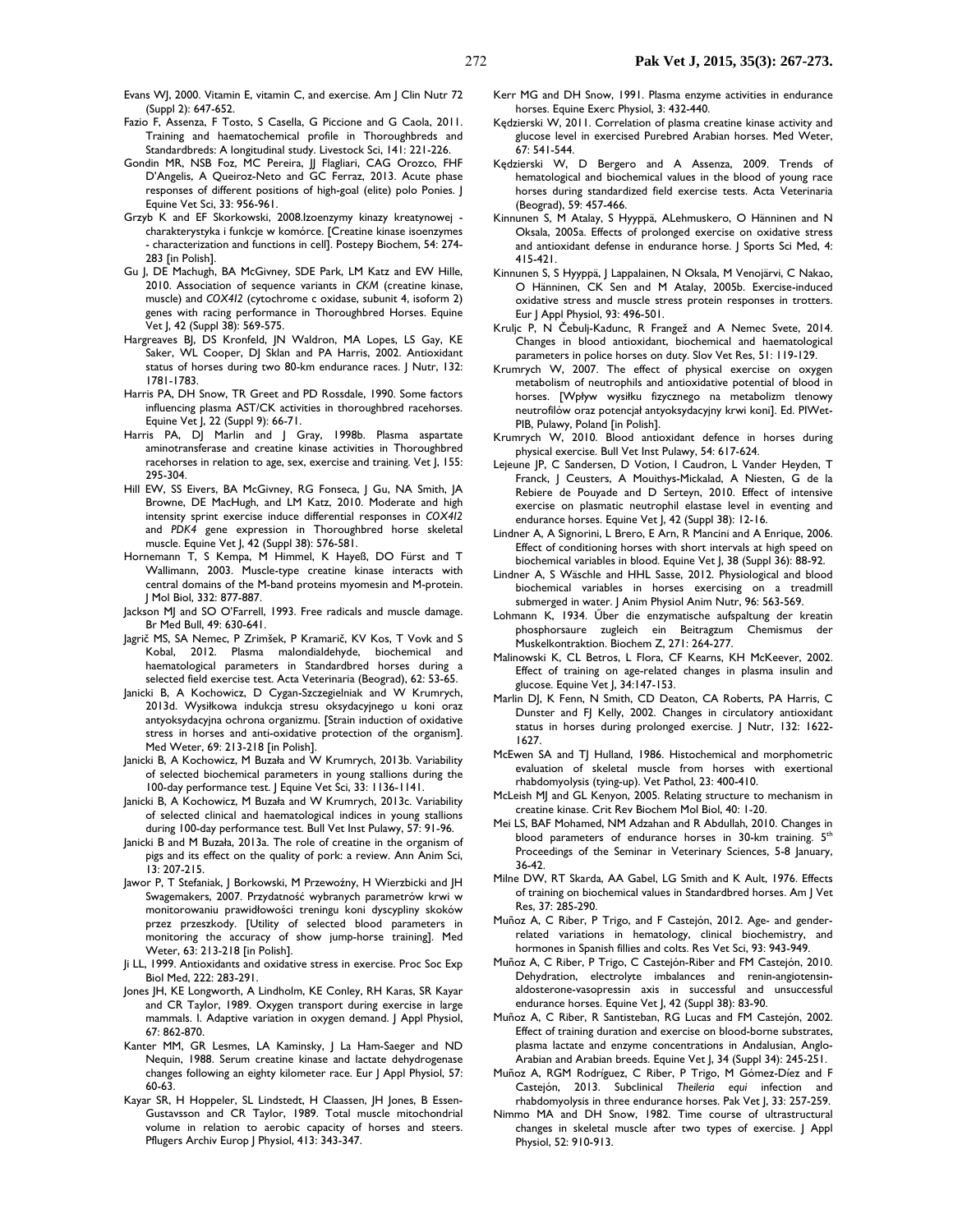Evans WJ, 2000. Vitamin E, vitamin C, and exercise. Am J Clin Nutr 72 (Suppl 2): 647-652.

Fazio F, Assenza, F Tosto, S Casella, G Piccione and G Caola, 2011. Training and haematochemical profile in Thoroughbreds and Standardbreds: A longitudinal study. Livestock Sci, 141: 221-226.

Gondin MR, NSB Foz, MC Pereira, JJ Flagliari, CAG Orozco, FHF D'Angelis, A Queiroz-Neto and GC Ferraz, 2013. Acute phase responses of different positions of high-goal (elite) polo Ponies. J Equine Vet Sci, 33: 956-961.

Grzyb K and EF Skorkowski, 2008.Izoenzymy kinazy kreatynowej - charakterystyka i funkcje w komórce. [Creatine kinase isoenzymes - characterization and functions in cell]. Postepy Biochem, 54: 274-283 [in Polish].

Gu J, DE Machugh, BA McGivney, SDE Park, LM Katz and EW Hille, 2010. Association of sequence variants in *CKM* (creatine kinase, muscle) and *COX4I2* (cytochrome c oxidase, subunit 4, isoform 2) genes with racing performance in Thoroughbred Horses. Equine Vet J, 42 (Suppl 38): 569-575.

Hargreaves BJ, DS Kronfeld, JN Waldron, MA Lopes, LS Gay, KE Saker, WL Cooper, DJ Sklan and PA Harris, 2002. Antioxidant status of horses during two 80-km endurance races. J Nutr, 132: 1781-1783.

Harris PA, DH Snow, TR Greet and PD Rossdale, 1990. Some factors influencing plasma AST/CK activities in thoroughbred racehorses. Equine Vet J, 22 (Suppl 9): 66-71.

Harris PA, DJ Marlin and J Gray, 1998b. Plasma aspartate aminotransferase and creatine kinase activities in Thoroughbred racehorses in relation to age, sex, exercise and training. Vet J, 155: 295-304.

Hill EW, SS Eivers, BA McGivney, RG Fonseca, J Gu, NA Smith, JA Browne, DE MacHugh, and LM Katz, 2010. Moderate and high intensity sprint exercise induce differential responses in *COX4I2* and *PDK4* gene expression in Thoroughbred horse skeletal muscle. Equine Vet J, 42 (Suppl 38): 576-581.

Hornemann T, S Kempa, M Himmel, K Hayeß, DO Fürst and T Wallimann, 2003. Muscle-type creatine kinase interacts with central domains of the M-band proteins myomesin and M-protein. J Mol Biol, 332: 877-887.

Jackson MJ and SO O'Farrell, 1993. Free radicals and muscle damage. Br Med Bull, 49: 630-641.

Jagrič MS, SA Nemec, P Zrimšek, P Kramarič, KV Kos, T Vovk and S Kobal, 2012. Plasma malondialdehyde, biochemical and haematological parameters in Standardbred horses during a selected field exercise test. Acta Veterinaria (Beograd), 62: 53-65.

Janicki B, A Kochowicz, D Cygan-Szczegielniak and W Krumrych, 2013d. Wysiłkowa indukcja stresu oksydacyjnego u koni oraz antyoksydacyjna ochrona organizmu. [Strain induction of oxidative stress in horses and anti-oxidative protection of the organism]. Med Weter, 69: 213-218 [in Polish].

Janicki B, A Kochowicz, M Buzała and W Krumrych, 2013b. Variability of selected biochemical parameters in young stallions during the 100-day performance test. J Equine Vet Sci, 33: 1136-1141.

Janicki B, A Kochowicz, M Buzała and W Krumrych, 2013c. Variability of selected clinical and haematological indices in young stallions during 100-day performance test. Bull Vet Inst Pulawy, 57: 91-96.

Janicki B and M Buzała, 2013a. The role of creatine in the organism of pigs and its effect on the quality of pork: a review. Ann Anim Sci, 13: 207-215.

Jawor P, T Stefaniak, J Borkowski, M Przewoźny, H Wierzbicki and JH Swagemakers, 2007. Przydatność wybranych parametrów krwi w monitorowaniu prawidłowości treningu koni dyscypliny skoków przez przeszkody. [Utility of selected blood parameters in monitoring the accuracy of show jump-horse training]. Med Weter, 63: 213-218 [in Polish].

Ji LL, 1999. Antioxidants and oxidative stress in exercise. Proc Soc Exp Biol Med, 222: 283-291.

Jones JH, KE Longworth, A Lindholm, KE Conley, RH Karas, SR Kayar and CR Taylor, 1989. Oxygen transport during exercise in large mammals. I. Adaptive variation in oxygen demand. J Appl Physiol, 67: 862-870.

Kanter MM, GR Lesmes, LA Kaminsky, J La Ham-Saeger and ND Nequin, 1988. Serum creatine kinase and lactate dehydrogenase changes following an eighty kilometer race. Eur J Appl Physiol, 57: 60-63.

Kayar SR, H Hoppeler, SL Lindstedt, H Claassen, JH Jones, B Essen-Gustavsson and CR Taylor, 1989. Total muscle mitochondrial volume in relation to aerobic capacity of horses and steers. Pflugers Archiv Europ J Physiol, 413: 343-347.

Kerr MG and DH Snow, 1991. Plasma enzyme activities in endurance horses. Equine Exerc Physiol, 3: 432-440.

Kędzierski W, 2011. Correlation of plasma creatine kinase activity and glucose level in exercised Purebred Arabian horses. Med Weter, 67: 541-544.

Kędzierski W, D Bergero and A Assenza, 2009. Trends of hematological and biochemical values in the blood of young race horses during standardized field exercise tests. Acta Veterinaria (Beograd), 59: 457-466.

Kinnunen S, M Atalay, S Hyyppä, ALehmuskero, O Hänninen and N Oksala, 2005a. Effects of prolonged exercise on oxidative stress and antioxidant defense in endurance horse. J Sports Sci Med, 4: 415-421.

Kinnunen S, S Hyyppä, J Lappalainen, N Oksala, M Venojärvi, C Nakao, O Hänninen, CK Sen and M Atalay, 2005b. Exercise-induced oxidative stress and muscle stress protein responses in trotters. Eur J Appl Physiol, 93: 496-501.

Kruljc P, N Čebulj-Kadunc, R Frangež and A Nemec Svete, 2014. Changes in blood antioxidant, biochemical and haematological parameters in police horses on duty. Slov Vet Res, 51: 119-129.

Krumrych W, 2007. The effect of physical exercise on oxygen metabolism of neutrophils and antioxidative potential of blood in horses. [Wpływ wysiłku fizycznego na metabolizm tlenowy neutrofilów oraz potencjał antyoksydacyjny krwi koni]. Ed. PIWet-PIB, Pulawy, Poland [in Polish].

Krumrych W, 2010. Blood antioxidant defence in horses during physical exercise. Bull Vet Inst Pulawy, 54: 617-624.

Lejeune JP, C Sandersen, D Votion, I Caudron, L Vander Heyden, T Franck, J Ceusters, A Mouithys-Mickalad, A Niesten, G de la Rebiere de Pouyade and D Serteyn, 2010. Effect of intensive exercise on plasmatic neutrophil elastase level in eventing and endurance horses. Equine Vet J, 42 (Suppl 38): 12-16.

Lindner A, A Signorini, L Brero, E Arn, R Mancini and A Enrique, 2006. Effect of conditioning horses with short intervals at high speed on biochemical variables in blood. Equine Vet J, 38 (Suppl 36): 88-92.

Lindner A, S Wäschle and HHL Sasse, 2012. Physiological and blood biochemical variables in horses exercising on a treadmill submerged in water. J Anim Physiol Anim Nutr, 96: 563-569.

Lohmann K, 1934. Über die enzymatische aufspaltung der kreatin phosphorsaure zugleich ein Beitragzum Chemismus der Muskelkontraktion. Biochem Z, 271: 264-277.

Malinowski K, CL Betros, L Flora, CF Kearns, KH McKeever, 2002. Effect of training on age-related changes in plasma insulin and glucose. Equine Vet J, 34:147-153.

Marlin DJ, K Fenn, N Smith, CD Deaton, CA Roberts, PA Harris, C Dunster and FJ Kelly, 2002. Changes in circulatory antioxidant status in horses during prolonged exercise. J Nutr, 132: 1622-1627.

McEwen SA and TJ Hulland, 1986. Histochemical and morphometric evaluation of skeletal muscle from horses with exertional rhabdomyolysis (tying-up). Vet Pathol, 23: 400-410.

McLeish MJ and GL Kenyon, 2005. Relating structure to mechanism in creatine kinase. Crit Rev Biochem Mol Biol, 40: 1-20.

Mei LS, BAF Mohamed, NM Adzahan and R Abdullah, 2010. Changes in blood parameters of endurance horses in 30-km training. 5th Proceedings of the Seminar in Veterinary Sciences, 5-8 January, 36-42.

Milne DW, RT Skarda, AA Gabel, LG Smith and K Ault, 1976. Effects of training on biochemical values in Standardbred horses. Am J Vet Res, 37: 285-290.

Muñoz A, C Riber, P Trigo, and F Castejón, 2012. Age- and gender-related variations in hematology, clinical biochemistry, and hormones in Spanish fillies and colts. Res Vet Sci, 93: 943-949.

Muñoz A, C Riber, P Trigo, C Castejón-Riber and FM Castejón, 2010. Dehydration, electrolyte imbalances and renin-angiotensin-aldosterone-vasopressin axis in successful and unsuccessful endurance horses. Equine Vet J, 42 (Suppl 38): 83-90.

Muñoz A, C Riber, R Santisteban, RG Lucas and FM Castejón, 2002. Effect of training duration and exercise on blood-borne substrates, plasma lactate and enzyme concentrations in Andalusian, Anglo-Arabian and Arabian breeds. Equine Vet J, 34 (Suppl 34): 245-251.

Muñoz A, RGM Rodríguez, C Riber, P Trigo, M Gómez-Díez and F Castejón, 2013. Subclinical *Theileria equi* infection and rhabdomyolysis in three endurance horses. Pak Vet J, 33: 257-259.

Nimmo MA and DH Snow, 1982. Time course of ultrastructural changes in skeletal muscle after two types of exercise. J Appl Physiol, 52: 910-913.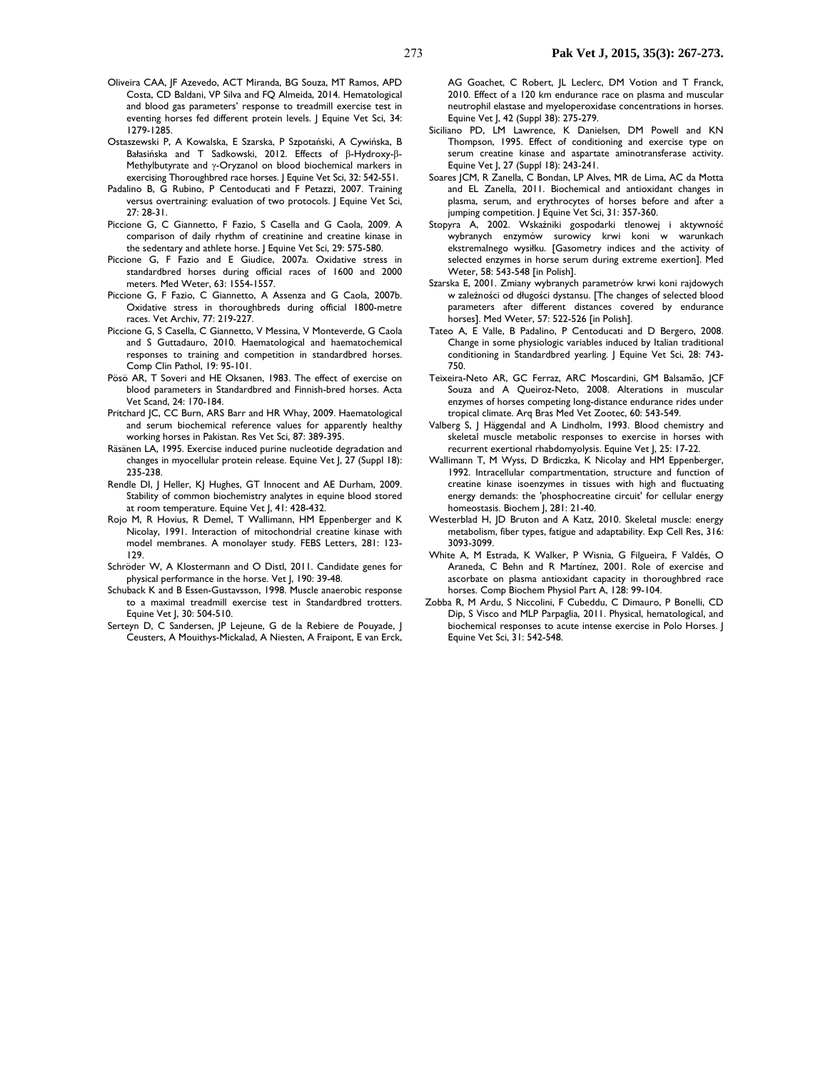Oliveira CAA, JF Azevedo, ACT Miranda, BG Souza, MT Ramos, APD Costa, CD Baldani, VP Silva and FQ Almeida, 2014. Hematological and blood gas parameters' response to treadmill exercise test in eventing horses fed different protein levels. J Equine Vet Sci, 34: 1279-1285.

Ostaszewski P, A Kowalska, E Szarska, P Szpotański, A Cywińska, B Bałasińska and T Sadkowski, 2012. Effects of β-Hydroxy-β-Methylbutyrate and γ-Oryzanol on blood biochemical markers in exercising Thoroughbred race horses. J Equine Vet Sci, 32: 542-551.

Padalino B, G Rubino, P Centoducati and F Petazzi, 2007. Training versus overtraining: evaluation of two protocols. J Equine Vet Sci, 27: 28-31.

Piccione G, C Giannetto, F Fazio, S Casella and G Caola, 2009. A comparison of daily rhythm of creatinine and creatine kinase in the sedentary and athlete horse. J Equine Vet Sci, 29: 575-580.

Piccione G, F Fazio and E Giudice, 2007a. Oxidative stress in standardbred horses during official races of 1600 and 2000 meters. Med Weter, 63: 1554-1557.

Piccione G, F Fazio, C Giannetto, A Assenza and G Caola, 2007b. Oxidative stress in thoroughbreds during official 1800-metre races. Vet Archiv, 77: 219-227.

Piccione G, S Casella, C Giannetto, V Messina, V Monteverde, G Caola and S Guttadauro, 2010. Haematological and haematochemical responses to training and competition in standardbred horses. Comp Clin Pathol, 19: 95-101.

Pösö AR, T Soveri and HE Oksanen, 1983. The effect of exercise on blood parameters in Standardbred and Finnish-bred horses. Acta Vet Scand, 24: 170-184.

Pritchard JC, CC Burn, ARS Barr and HR Whay, 2009. Haematological and serum biochemical reference values for apparently healthy working horses in Pakistan. Res Vet Sci, 87: 389-395.

Räsänen LA, 1995. Exercise induced purine nucleotide degradation and changes in myocellular protein release. Equine Vet J, 27 (Suppl 18): 235-238.

Rendle DI, J Heller, KJ Hughes, GT Innocent and AE Durham, 2009. Stability of common biochemistry analytes in equine blood stored at room temperature. Equine Vet J, 41: 428-432.

Rojo M, R Hovius, R Demel, T Wallimann, HM Eppenberger and K Nicolay, 1991. Interaction of mitochondrial creatine kinase with model membranes. A monolayer study. FEBS Letters, 281: 123-129.

Schröder W, A Klostermann and O Distl, 2011. Candidate genes for physical performance in the horse. Vet J, 190: 39-48.

Schuback K and B Essen-Gustavsson, 1998. Muscle anaerobic response to a maximal treadmill exercise test in Standardbred trotters. Equine Vet J, 30: 504-510.

Serteyn D, C Sandersen, JP Lejeune, G de la Rebiere de Pouyade, J Ceusters, A Mouithys-Mickalad, A Niesten, A Fraipont, E van Erck, AG Goachet, C Robert, JL Leclerc, DM Votion and T Franck, 2010. Effect of a 120 km endurance race on plasma and muscular neutrophil elastase and myeloperoxidase concentrations in horses. Equine Vet J, 42 (Suppl 38): 275-279.

Siciliano PD, LM Lawrence, K Danielsen, DM Powell and KN Thompson, 1995. Effect of conditioning and exercise type on serum creatine kinase and aspartate aminotransferase activity. Equine Vet J, 27 (Suppl 18): 243-241.

Soares JCM, R Zanella, C Bondan, LP Alves, MR de Lima, AC da Motta and EL Zanella, 2011. Biochemical and antioxidant changes in plasma, serum, and erythrocytes of horses before and after a jumping competition. J Equine Vet Sci, 31: 357-360.

Stopyra A, 2002. Wskaźniki gospodarki tlenowej i aktywność wybranych enzymów surowicy krwi koni w warunkach ekstremalnego wysiłku. [Gasometry indices and the activity of selected enzymes in horse serum during extreme exertion]. Med Weter, 58: 543-548 [in Polish].

Szarska E, 2001. Zmiany wybranych parametrów krwi koni rajdowych w zależności od długości dystansu. [The changes of selected blood parameters after different distances covered by endurance horses]. Med Weter, 57: 522-526 [in Polish].

Tateo A, E Valle, B Padalino, P Centoducati and D Bergero, 2008. Change in some physiologic variables induced by Italian traditional conditioning in Standardbred yearling. J Equine Vet Sci, 28: 743-750.

Teixeira-Neto AR, GC Ferraz, ARC Moscardini, GM Balsamão, JCF Souza and A Queiroz-Neto, 2008. Alterations in muscular enzymes of horses competing long-distance endurance rides under tropical climate. Arq Bras Med Vet Zootec, 60: 543-549.

Valberg S, J Häggendal and A Lindholm, 1993. Blood chemistry and skeletal muscle metabolic responses to exercise in horses with recurrent exertional rhabdomyolysis. Equine Vet J, 25: 17-22.

Wallimann T, M Wyss, D Brdiczka, K Nicolay and HM Eppenberger, 1992. Intracellular compartmentation, structure and function of creatine kinase isoenzymes in tissues with high and fluctuating energy demands: the 'phosphocreatine circuit' for cellular energy homeostasis. Biochem J, 281: 21-40.

Westerblad H, JD Bruton and A Katz, 2010. Skeletal muscle: energy metabolism, fiber types, fatigue and adaptability. Exp Cell Res, 316: 3093-3099.

White A, M Estrada, K Walker, P Wisnia, G Filgueira, F Valdés, O Araneda, C Behn and R Martínez, 2001. Role of exercise and ascorbate on plasma antioxidant capacity in thoroughbred race horses. Comp Biochem Physiol Part A, 128: 99-104.

Zobba R, M Ardu, S Niccolini, F Cubeddu, C Dimauro, P Bonelli, CD Dip, S Visco and MLP Parpaglia, 2011. Physical, hematological, and biochemical responses to acute intense exercise in Polo Horses. J Equine Vet Sci, 31: 542-548.